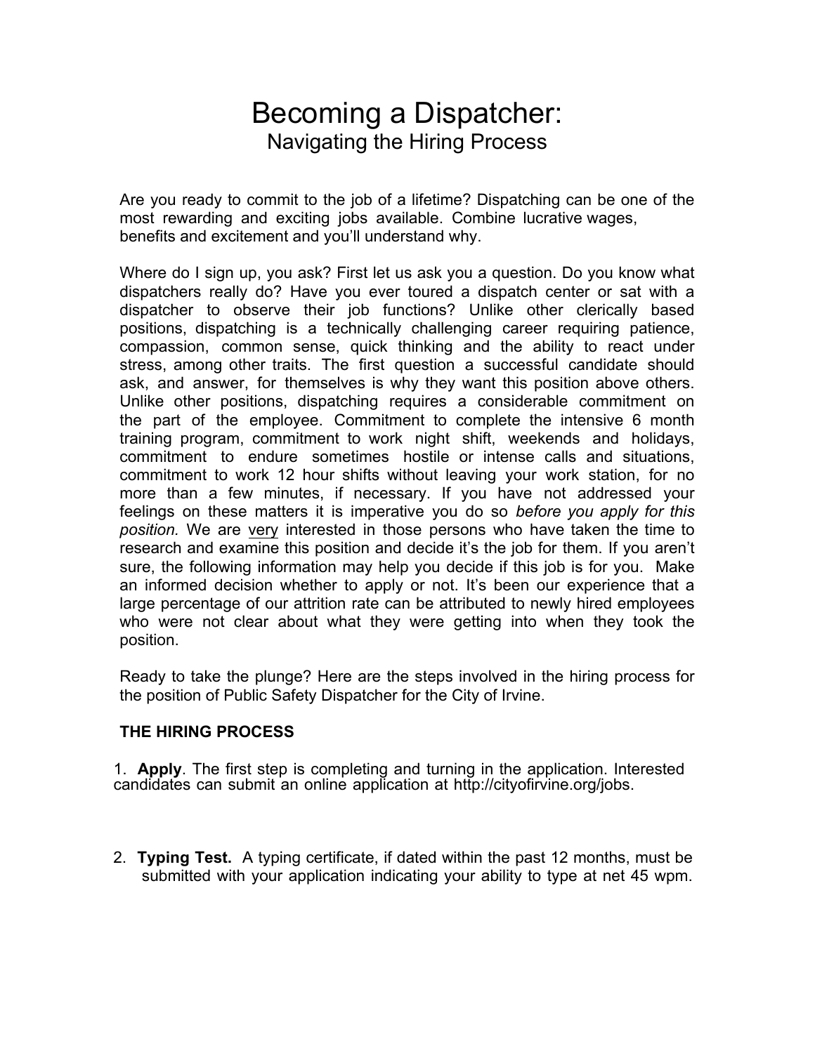# Becoming a Dispatcher:

## Navigating the Hiring Process

Are you ready to commit to the job of a lifetime? Dispatching can be one of the most rewarding and exciting jobs available. Combine lucrative wages, benefits and excitement and you'll understand why.

Where do I sign up, you ask? First let us ask you a question. Do you know what dispatchers really do? Have you ever toured a dispatch center or sat with a dispatcher to observe their job functions? Unlike other clerically based positions, dispatching is a technically challenging career requiring patience, compassion, common sense, quick thinking and the ability to react under stress, among other traits. The first question a successful candidate should ask, and answer, for themselves is why they want this position above others. Unlike other positions, dispatching requires a considerable commitment on the part of the employee. Commitment to complete the intensive 6 month training program, commitment to work night shift, weekends and holidays, commitment to endure sometimes hostile or intense calls and situations, commitment to work 12 hour shifts without leaving your work station, for no more than a few minutes, if necessary. If you have not addressed your feelings on these matters it is imperative you do so *before you apply for this position.* We are <u>very</u> interested in those persons who have taken the time to research and examine this position and decide it's the job for them. If you aren't sure, the following information may help you decide if this job is for you. Make an informed decision whether to apply or not. It's been our experience that a large percentage of our attrition rate can be attributed to newly hired employees who were not clear about what they were getting into when they took the position.

Ready to take the plunge? Here are the steps involved in the hiring process for the position of Public Safety Dispatcher for the City of Irvine.

**THE HIRING PROCESS**

1. **Apply**. The first step is completing and turning in the application. Interested candidates can submit an online application at http://cityofirvine.org/jobs.

2. **Typing Test.** A typing certificate, if dated within the past 12 months, must be submitted with your application indicating your ability to type at net 45 wpm.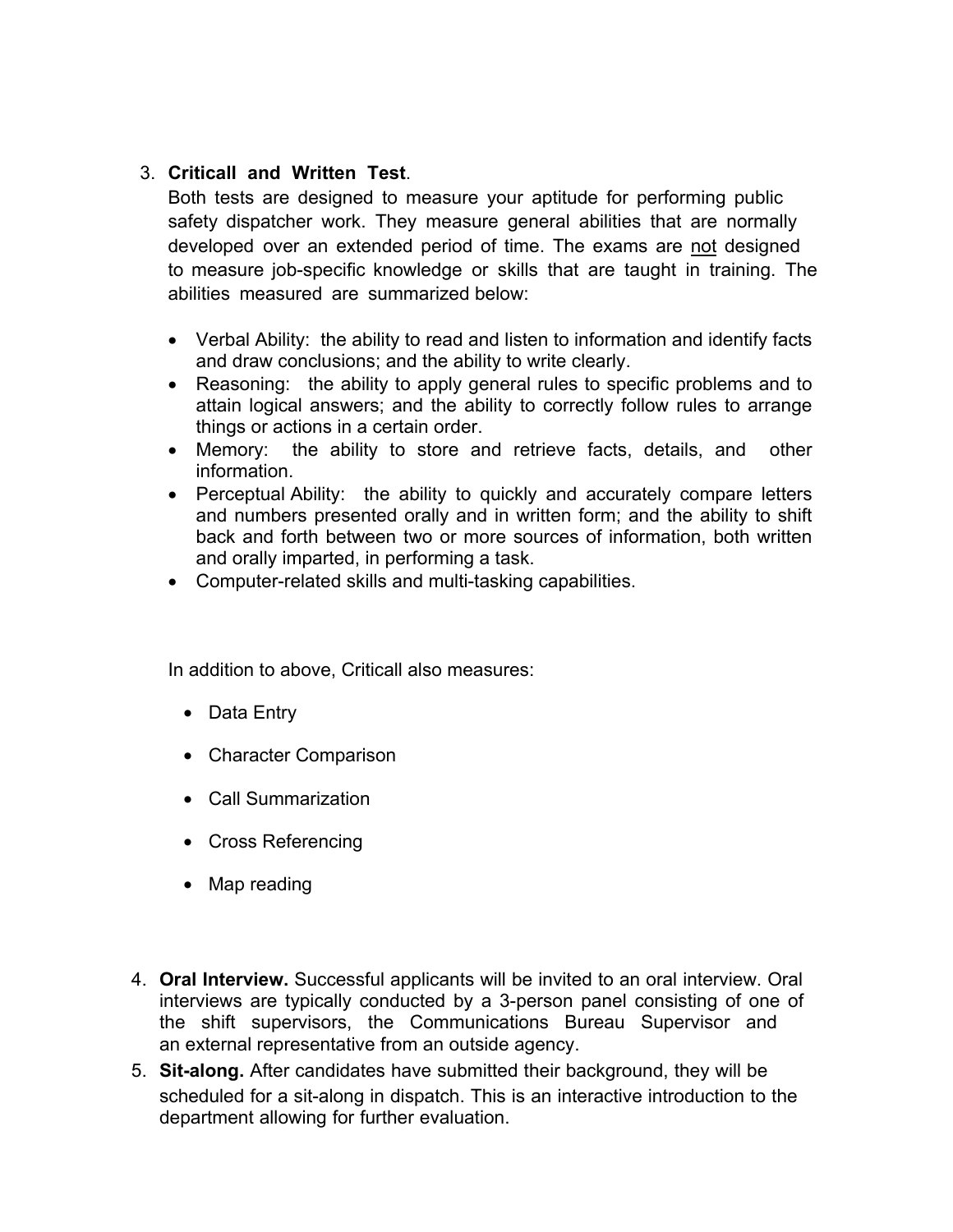3. **Criticall and Written Test**.
   Both tests are designed to measure your aptitude for performing public safety dispatcher work. They measure general abilities that are normally developed over an extended period of time. The exams are <u>not</u> designed to measure job-specific knowledge or skills that are taught in training. The abilities measured are summarized below:

   - Verbal Ability: the ability to read and listen to information and identify facts and draw conclusions; and the ability to write clearly.
   - Reasoning: the ability to apply general rules to specific problems and to attain logical answers; and the ability to correctly follow rules to arrange things or actions in a certain order.
   - Memory: the ability to store and retrieve facts, details, and other information.
   - Perceptual Ability: the ability to quickly and accurately compare letters and numbers presented orally and in written form; and the ability to shift back and forth between two or more sources of information, both written and orally imparted, in performing a task.
   - Computer-related skills and multi-tasking capabilities.

   In addition to above, Criticall also measures:

   - Data Entry
   - Character Comparison
   - Call Summarization
   - Cross Referencing
   - Map reading

4. **Oral Interview.** Successful applicants will be invited to an oral interview. Oral interviews are typically conducted by a 3-person panel consisting of one of the shift supervisors, the Communications Bureau Supervisor and an external representative from an outside agency.
5. **Sit-along.** After candidates have submitted their background, they will be scheduled for a sit-along in dispatch. This is an interactive introduction to the department allowing for further evaluation.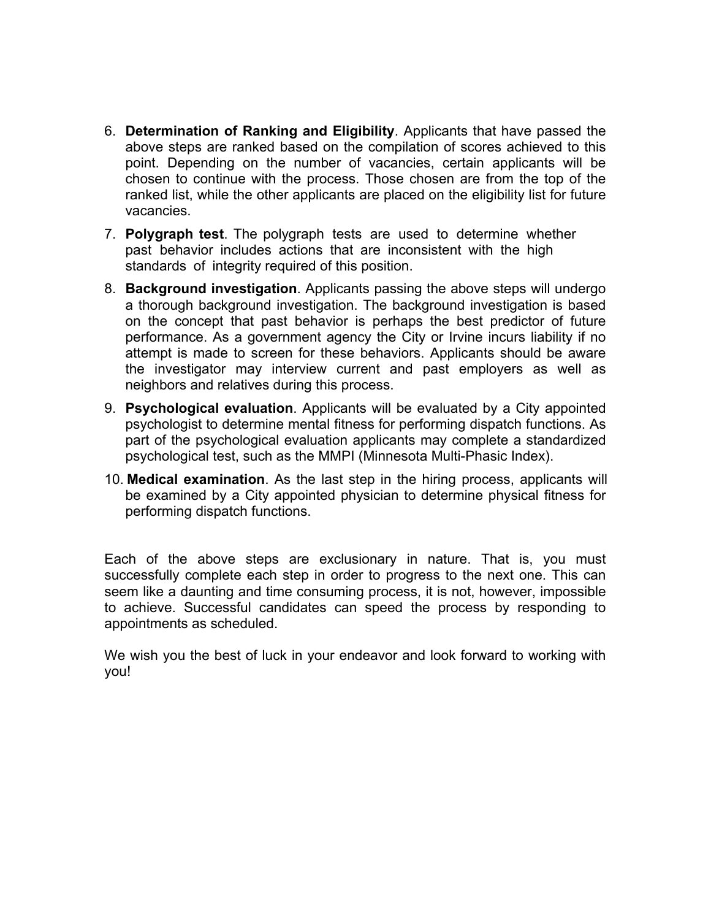6. **Determination of Ranking and Eligibility**. Applicants that have passed the above steps are ranked based on the compilation of scores achieved to this point. Depending on the number of vacancies, certain applicants will be chosen to continue with the process. Those chosen are from the top of the ranked list, while the other applicants are placed on the eligibility list for future vacancies.
7. **Polygraph test**. The polygraph tests are used to determine whether past behavior includes actions that are inconsistent with the high standards of integrity required of this position.
8. **Background investigation**. Applicants passing the above steps will undergo a thorough background investigation. The background investigation is based on the concept that past behavior is perhaps the best predictor of future performance. As a government agency the City or Irvine incurs liability if no attempt is made to screen for these behaviors. Applicants should be aware the investigator may interview current and past employers as well as neighbors and relatives during this process.
9. **Psychological evaluation**. Applicants will be evaluated by a City appointed psychologist to determine mental fitness for performing dispatch functions. As part of the psychological evaluation applicants may complete a standardized psychological test, such as the MMPI (Minnesota Multi-Phasic Index).
10. **Medical examination**. As the last step in the hiring process, applicants will be examined by a City appointed physician to determine physical fitness for performing dispatch functions.

Each of the above steps are exclusionary in nature. That is, you must successfully complete each step in order to progress to the next one. This can seem like a daunting and time consuming process, it is not, however, impossible to achieve. Successful candidates can speed the process by responding to appointments as scheduled.

We wish you the best of luck in your endeavor and look forward to working with you!